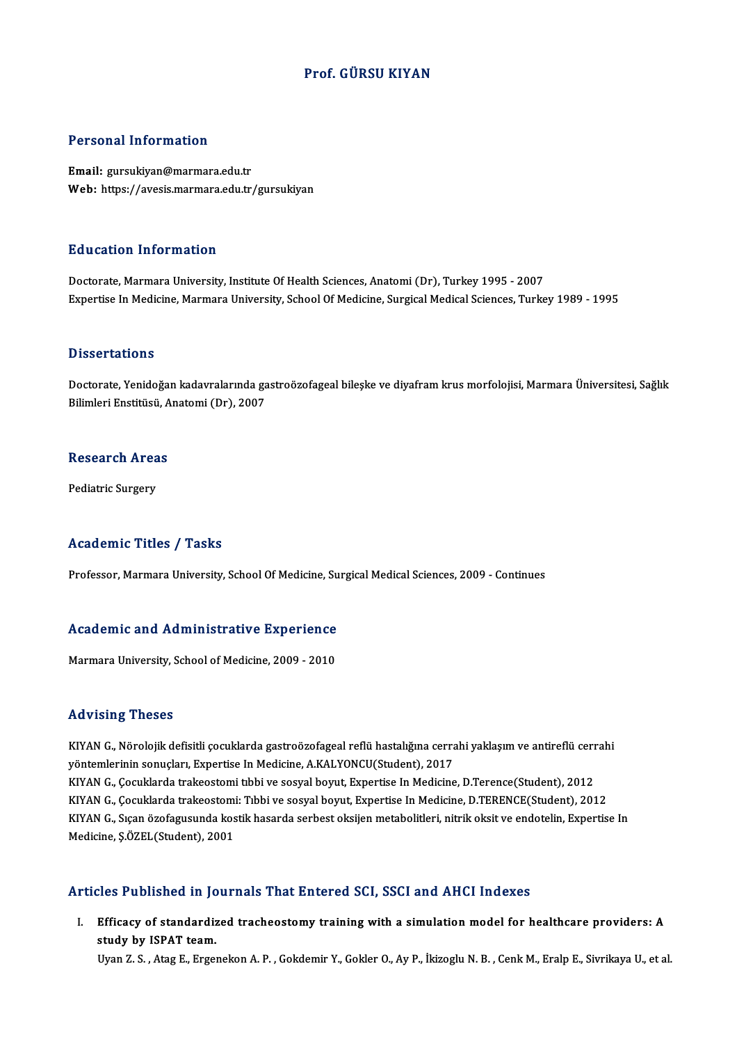# Prof. GÜRSU KIYAN

## Personal Information

**Email:** gursukiyan@marmara.edu.tr
**Web:** https://avesis.marmara.edu.tr/gursukiyan

## Education Information

Doctorate, Marmara University, Institute Of Health Sciences, Anatomi (Dr), Turkey 1995 - 2007
Expertise In Medicine, Marmara University, School Of Medicine, Surgical Medical Sciences, Turkey 1989 - 1995

## Dissertations

Doctorate, Yenidoğan kadavralarında gastroözofageal bileşke ve diyafram krus morfolojisi, Marmara Üniversitesi, Sağlık Bilimleri Enstitüsü, Anatomi (Dr), 2007

## Research Areas

Pediatric Surgery

## Academic Titles / Tasks

Professor, Marmara University, School Of Medicine, Surgical Medical Sciences, 2009 - Continues

## Academic and Administrative Experience

Marmara University, School of Medicine, 2009 - 2010

## Advising Theses

KIYAN G., Nörolojik defisitli çocuklarda gastroözofageal reflü hastalığına cerrahi yaklaşım ve antireflü cerrahi yöntemlerinin sonuçları, Expertise In Medicine, A.KALYONCU(Student), 2017
KIYAN G., Çocuklarda trakeostomi tıbbi ve sosyal boyut, Expertise In Medicine, D.Terence(Student), 2012
KIYAN G., Çocuklarda trakeostomi: Tıbbi ve sosyal boyut, Expertise In Medicine, D.TERENCE(Student), 2012
KIYAN G., Sıçan özofagusunda kostik hasarda serbest oksijen metabolitleri, nitrik oksit ve endotelin, Expertise In Medicine, Ş.ÖZEL(Student), 2001

## Articles Published in Journals That Entered SCI, SSCI and AHCI Indexes

I. **Efficacy of standardized tracheostomy training with a simulation model for healthcare providers: A study by ISPAT team.**
Uyan Z. S. , Atag E., Ergenekon A. P. , Gokdemir Y., Gokler O., Ay P., İkizoglu N. B. , Cenk M., Eralp E., Sivrikaya U., et al.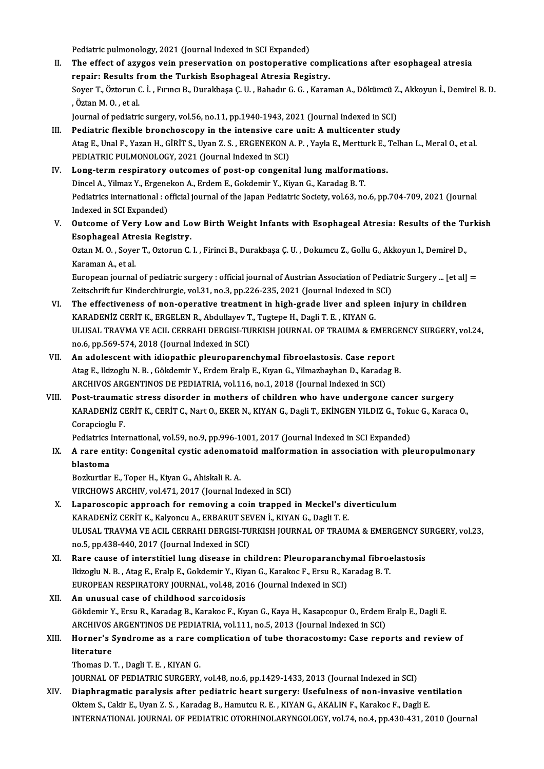Pediatric pulmonology, 2021 (Journal Indexed in SCI Expanded)

II. **The effect of azygos vein preservation on postoperative complications after esophageal atresia repair: Results from the Turkish Esophageal Atresia Registry.**
Soyer T., Öztorun C. İ. , Fırıncı B., Durakbaşa Ç. U. , Bahadır G. G. , Karaman A., Dökümcü Z., Akkoyun İ., Demirel B. D. , Öztan M. O. , et al.
Journal of pediatric surgery, vol.56, no.11, pp.1940-1943, 2021 (Journal Indexed in SCI)

III. **Pediatric flexible bronchoscopy in the intensive care unit: A multicenter study**
Atag E., Unal F., Yazan H., GİRİT S., Uyan Z. S. , ERGENEKON A. P. , Yayla E., Mertturk E., Telhan L., Meral O., et al.
PEDIATRIC PULMONOLOGY, 2021 (Journal Indexed in SCI)

IV. **Long-term respiratory outcomes of post-op congenital lung malformations.**
Dincel A., Yilmaz Y., Ergenekon A., Erdem E., Gokdemir Y., Kiyan G., Karadag B. T.
Pediatrics international : official journal of the Japan Pediatric Society, vol.63, no.6, pp.704-709, 2021 (Journal Indexed in SCI Expanded)

V. **Outcome of Very Low and Low Birth Weight Infants with Esophageal Atresia: Results of the Turkish Esophageal Atresia Registry.**
Oztan M. O. , Soyer T., Oztorun C. I. , Firinci B., Durakbaşa Ç. U. , Dokumcu Z., Gollu G., Akkoyun I., Demirel D., Karaman A., et al.
European journal of pediatric surgery : official journal of Austrian Association of Pediatric Surgery ... [et al] = Zeitschrift fur Kinderchirurgie, vol.31, no.3, pp.226-235, 2021 (Journal Indexed in SCI)

VI. **The effectiveness of non-operative treatment in high-grade liver and spleen injury in children**
KARADENİZ CERİT K., ERGELEN R., Abdullayev T., Tugtepe H., Dagli T. E. , KIYAN G.
ULUSAL TRAVMA VE ACIL CERRAHI DERGISI-TURKISH JOURNAL OF TRAUMA & EMERGENCY SURGERY, vol.24, no.6, pp.569-574, 2018 (Journal Indexed in SCI)

VII. **An adolescent with idiopathic pleuroparenchymal fibroelastosis. Case report**
Atag E., Ikizoglu N. B. , Gökdemir Y., Erdem Eralp E., Kıyan G., Yilmazbayhan D., Karadag B.
ARCHIVOS ARGENTINOS DE PEDIATRIA, vol.116, no.1, 2018 (Journal Indexed in SCI)

VIII. **Post-traumatic stress disorder in mothers of children who have undergone cancer surgery**
KARADENİZ CERİT K., CERİT C., Nart O., EKER N., KIYAN G., Dagli T., EKİNGEN YILDIZ G., Tokuc G., Karaca O., Corapcioglu F.
Pediatrics International, vol.59, no.9, pp.996-1001, 2017 (Journal Indexed in SCI Expanded)

IX. **A rare entity: Congenital cystic adenomatoid malformation in association with pleuropulmonary blastoma**
Bozkurtlar E., Toper H., Kiyan G., Ahiskali R. A.
VIRCHOWS ARCHIV, vol.471, 2017 (Journal Indexed in SCI)

X. **Laparoscopic approach for removing a coin trapped in Meckel's diverticulum**
KARADENİZ CERİT K., Kalyoncu A., ERBARUT SEVEN İ., KIYAN G., Dagli T. E.
ULUSAL TRAVMA VE ACIL CERRAHI DERGISI-TURKISH JOURNAL OF TRAUMA & EMERGENCY SURGERY, vol.23, no.5, pp.438-440, 2017 (Journal Indexed in SCI)

XI. **Rare cause of interstitiel lung disease in children: Pleuroparanchymal fibroelastosis**
Ikizoglu N. B. , Atag E., Eralp E., Gokdemir Y., Kiyan G., Karakoc F., Ersu R., Karadag B. T.
EUROPEAN RESPIRATORY JOURNAL, vol.48, 2016 (Journal Indexed in SCI)

XII. **An unusual case of childhood sarcoidosis**
Gökdemir Y., Ersu R., Karadag B., Karakoc F., Kıyan G., Kaya H., Kasapcopur O., Erdem Eralp E., Dagli E.
ARCHIVOS ARGENTINOS DE PEDIATRIA, vol.111, no.5, 2013 (Journal Indexed in SCI)

XIII. **Horner's Syndrome as a rare complication of tube thoracostomy: Case reports and review of literature**
Thomas D. T. , Dagli T. E. , KIYAN G.
JOURNAL OF PEDIATRIC SURGERY, vol.48, no.6, pp.1429-1433, 2013 (Journal Indexed in SCI)

XIV. **Diaphragmatic paralysis after pediatric heart surgery: Usefulness of non-invasive ventilation**
Oktem S., Cakir E., Uyan Z. S. , Karadag B., Hamutcu R. E. , KIYAN G., AKALIN F., Karakoc F., Dagli E.
INTERNATIONAL JOURNAL OF PEDIATRIC OTORHINOLARYNGOLOGY, vol.74, no.4, pp.430-431, 2010 (Journal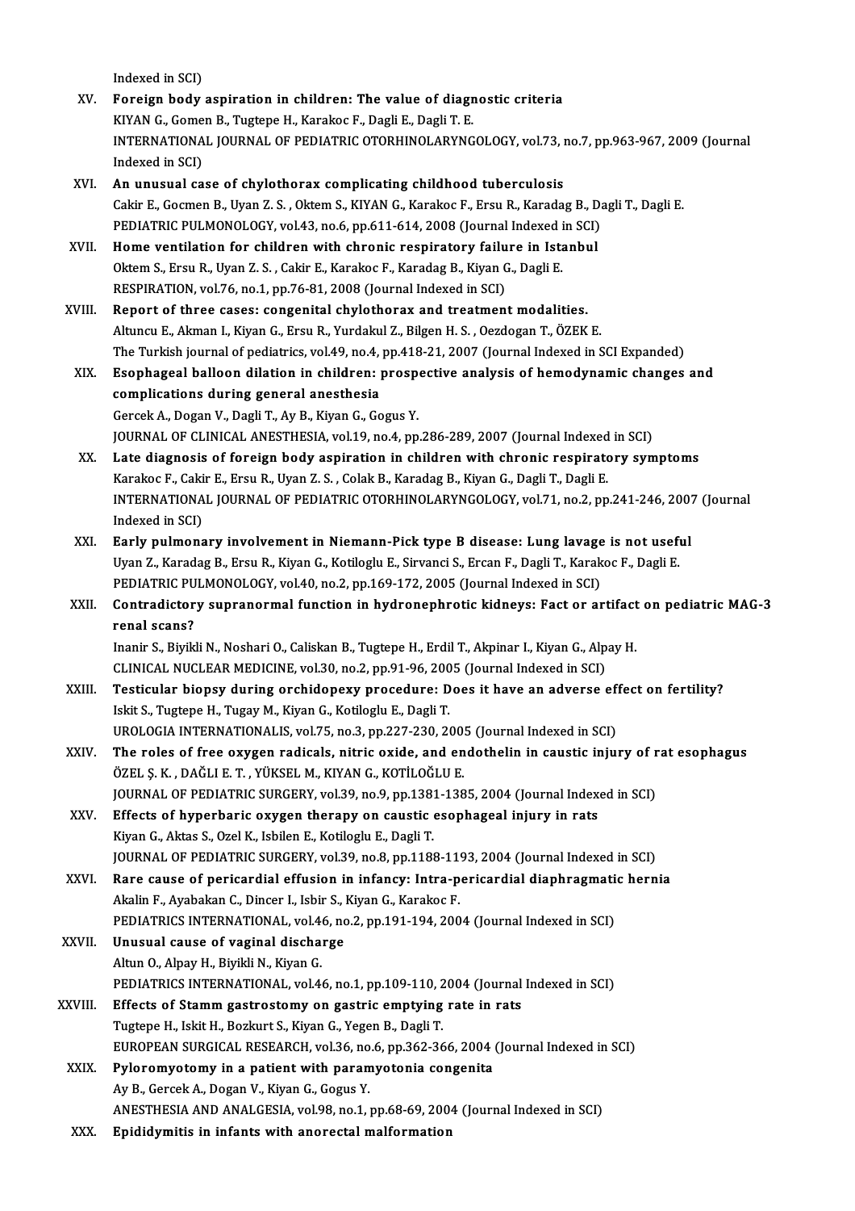Indexed in SCI)

XV. **Foreign body aspiration in children: The value of diagnostic criteria**
KIYAN G., Gomen B., Tugtepe H., Karakoc F., Dagli E., Dagli T. E.
INTERNATIONAL JOURNAL OF PEDIATRIC OTORHINOLARYNGOLOGY, vol.73, no.7, pp.963-967, 2009 (Journal Indexed in SCI)

XVI. **An unusual case of chylothorax complicating childhood tuberculosis**
Cakir E., Gocmen B., Uyan Z. S. , Oktem S., KIYAN G., Karakoc F., Ersu R., Karadag B., Dagli T., Dagli E.
PEDIATRIC PULMONOLOGY, vol.43, no.6, pp.611-614, 2008 (Journal Indexed in SCI)

XVII. **Home ventilation for children with chronic respiratory failure in Istanbul**
Oktem S., Ersu R., Uyan Z. S. , Cakir E., Karakoc F., Karadag B., Kiyan G., Dagli E.
RESPIRATION, vol.76, no.1, pp.76-81, 2008 (Journal Indexed in SCI)

XVIII. **Report of three cases: congenital chylothorax and treatment modalities.**
Altuncu E., Akman I., Kiyan G., Ersu R., Yurdakul Z., Bilgen H. S. , Oezdogan T., ÖZEK E.
The Turkish journal of pediatrics, vol.49, no.4, pp.418-21, 2007 (Journal Indexed in SCI Expanded)

XIX. **Esophageal balloon dilation in children: prospective analysis of hemodynamic changes and complications during general anesthesia**
Gercek A., Dogan V., Dagli T., Ay B., Kiyan G., Gogus Y.
JOURNAL OF CLINICAL ANESTHESIA, vol.19, no.4, pp.286-289, 2007 (Journal Indexed in SCI)

XX. **Late diagnosis of foreign body aspiration in children with chronic respiratory symptoms**
Karakoc F., Cakir E., Ersu R., Uyan Z. S. , Colak B., Karadag B., Kiyan G., Dagli T., Dagli E.
INTERNATIONAL JOURNAL OF PEDIATRIC OTORHINOLARYNGOLOGY, vol.71, no.2, pp.241-246, 2007 (Journal Indexed in SCI)

XXI. **Early pulmonary involvement in Niemann-Pick type B disease: Lung lavage is not useful**
Uyan Z., Karadag B., Ersu R., Kiyan G., Kotiloglu E., Sirvanci S., Ercan F., Dagli T., Karakoc F., Dagli E.
PEDIATRIC PULMONOLOGY, vol.40, no.2, pp.169-172, 2005 (Journal Indexed in SCI)

XXII. **Contradictory supranormal function in hydronephrotic kidneys: Fact or artifact on pediatric MAG-3 renal scans?**
Inanir S., Biyikli N., Noshari O., Caliskan B., Tugtepe H., Erdil T., Akpinar I., Kiyan G., Alpay H.
CLINICAL NUCLEAR MEDICINE, vol.30, no.2, pp.91-96, 2005 (Journal Indexed in SCI)

XXIII. **Testicular biopsy during orchidopexy procedure: Does it have an adverse effect on fertility?**
Iskit S., Tugtepe H., Tugay M., Kiyan G., Kotiloglu E., Dagli T.
UROLOGIA INTERNATIONALIS, vol.75, no.3, pp.227-230, 2005 (Journal Indexed in SCI)

XXIV. **The roles of free oxygen radicals, nitric oxide, and endothelin in caustic injury of rat esophagus**
ÖZEL Ş. K. , DAĞLI E. T. , YÜKSEL M., KIYAN G., KOTİLOĞLU E.
JOURNAL OF PEDIATRIC SURGERY, vol.39, no.9, pp.1381-1385, 2004 (Journal Indexed in SCI)

XXV. **Effects of hyperbaric oxygen therapy on caustic esophageal injury in rats**
Kiyan G., Aktas S., Ozel K., Isbilen E., Kotiloglu E., Dagli T.
JOURNAL OF PEDIATRIC SURGERY, vol.39, no.8, pp.1188-1193, 2004 (Journal Indexed in SCI)

XXVI. **Rare cause of pericardial effusion in infancy: Intra-pericardial diaphragmatic hernia**
Akalin F., Ayabakan C., Dincer I., Isbir S., Kiyan G., Karakoc F.
PEDIATRICS INTERNATIONAL, vol.46, no.2, pp.191-194, 2004 (Journal Indexed in SCI)

XXVII. **Unusual cause of vaginal discharge**
Altun O., Alpay H., Biyikli N., Kiyan G.
PEDIATRICS INTERNATIONAL, vol.46, no.1, pp.109-110, 2004 (Journal Indexed in SCI)

XXVIII. **Effects of Stamm gastrostomy on gastric emptying rate in rats**
Tugtepe H., Iskit H., Bozkurt S., Kiyan G., Yegen B., Dagli T.
EUROPEAN SURGICAL RESEARCH, vol.36, no.6, pp.362-366, 2004 (Journal Indexed in SCI)

XXIX. **Pyloromyotomy in a patient with paramyotonia congenita**
Ay B., Gercek A., Dogan V., Kiyan G., Gogus Y.
ANESTHESIA AND ANALGESIA, vol.98, no.1, pp.68-69, 2004 (Journal Indexed in SCI)

XXX. **Epididymitis in infants with anorectal malformation**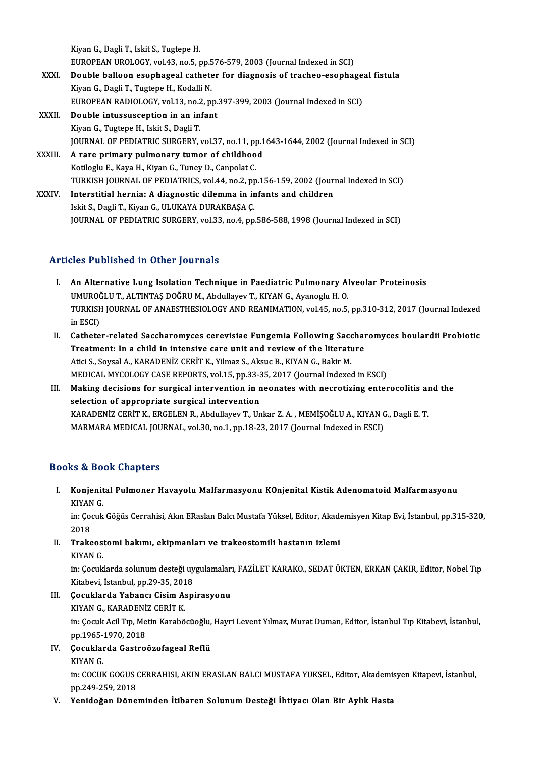Kiyan G., Dagli T., Iskit S., Tugtepe H.
EUROPEAN UROLOGY, vol.43, no.5, pp.576-579, 2003 (Journal Indexed in SCI)

XXXI. **Double balloon esophageal catheter for diagnosis of tracheo-esophageal fistula**
Kiyan G., Dagli T., Tugtepe H., Kodalli N.
EUROPEAN RADIOLOGY, vol.13, no.2, pp.397-399, 2003 (Journal Indexed in SCI)

XXXII. **Double intussusception in an infant**
Kiyan G., Tugtepe H., Iskit S., Dagli T.
JOURNAL OF PEDIATRIC SURGERY, vol.37, no.11, pp.1643-1644, 2002 (Journal Indexed in SCI)

XXXIII. **A rare primary pulmonary tumor of childhood**
Kotiloglu E., Kaya H., Kiyan G., Tuney D., Canpolat C.
TURKISH JOURNAL OF PEDIATRICS, vol.44, no.2, pp.156-159, 2002 (Journal Indexed in SCI)

XXXIV. **Interstitial hernia: A diagnostic dilemma in infants and children**
Iskit S., Dagli T., Kiyan G., ULUKAYA DURAKBAŞA Ç.
JOURNAL OF PEDIATRIC SURGERY, vol.33, no.4, pp.586-588, 1998 (Journal Indexed in SCI)

## Articles Published in Other Journals

I. **An Alternative Lung Isolation Technique in Paediatric Pulmonary Alveolar Proteinosis**
UMUROĞLU T., ALTINTAŞ DOĞRU M., Abdullayev T., KIYAN G., Ayanoglu H. O.
TURKISH JOURNAL OF ANAESTHESIOLOGY AND REANIMATION, vol.45, no.5, pp.310-312, 2017 (Journal Indexed in ESCI)

II. **Catheter-related Saccharomyces cerevisiae Fungemia Following Saccharomyces boulardii Probiotic Treatment: In a child in intensive care unit and review of the literature**
Atici S., Soysal A., KARADENİZ CERİT K., Yilmaz S., Aksuc B., KIYAN G., Bakir M.
MEDICAL MYCOLOGY CASE REPORTS, vol.15, pp.33-35, 2017 (Journal Indexed in ESCI)

III. **Making decisions for surgical intervention in neonates with necrotizing enterocolitis and the selection of appropriate surgical intervention**
KARADENİZ CERİT K., ERGELEN R., Abdullayev T., Unkar Z. A. , MEMİŞOĞLU A., KIYAN G., Dagli E. T.
MARMARA MEDICAL JOURNAL, vol.30, no.1, pp.18-23, 2017 (Journal Indexed in ESCI)

## Books & Book Chapters

I. **Konjenital Pulmoner Havayolu Malfarmasyonu KOnjenital Kistik Adenomatoid Malfarmasyonu**
KIYAN G.
in: Çocuk Göğüs Cerrahisi, Akın ERaslan Balcı Mustafa Yüksel, Editor, Akademisyen Kitap Evi, İstanbul, pp.315-320, 2018

II. **Trakeostomi bakımı, ekipmanları ve trakeostomili hastanın izlemi**
KIYAN G.
in: Çocuklarda solunum desteği uygulamaları, FAZİLET KARAKO., SEDAT ÖKTEN, ERKAN ÇAKIR, Editor, Nobel Tıp Kitabevi, İstanbul, pp.29-35, 2018

III. **Çocuklarda Yabancı Cisim Aspirasyonu**
KIYAN G., KARADENİZ CERİT K.
in: Çocuk Acil Tıp, Metin Karaböcüoğlu, Hayri Levent Yılmaz, Murat Duman, Editor, İstanbul Tıp Kitabevi, İstanbul, pp.1965-1970, 2018

IV. **Çocuklarda Gastroözofageal Reflü**
KIYAN G.
in: COCUK GOGUS CERRAHISI, AKIN ERASLAN BALCI MUSTAFA YUKSEL, Editor, Akademisyen Kitapevi, İstanbul, pp.249-259, 2018

V. **Yenidoğan Döneminden İtibaren Solunum Desteği İhtiyacı Olan Bir Aylık Hasta**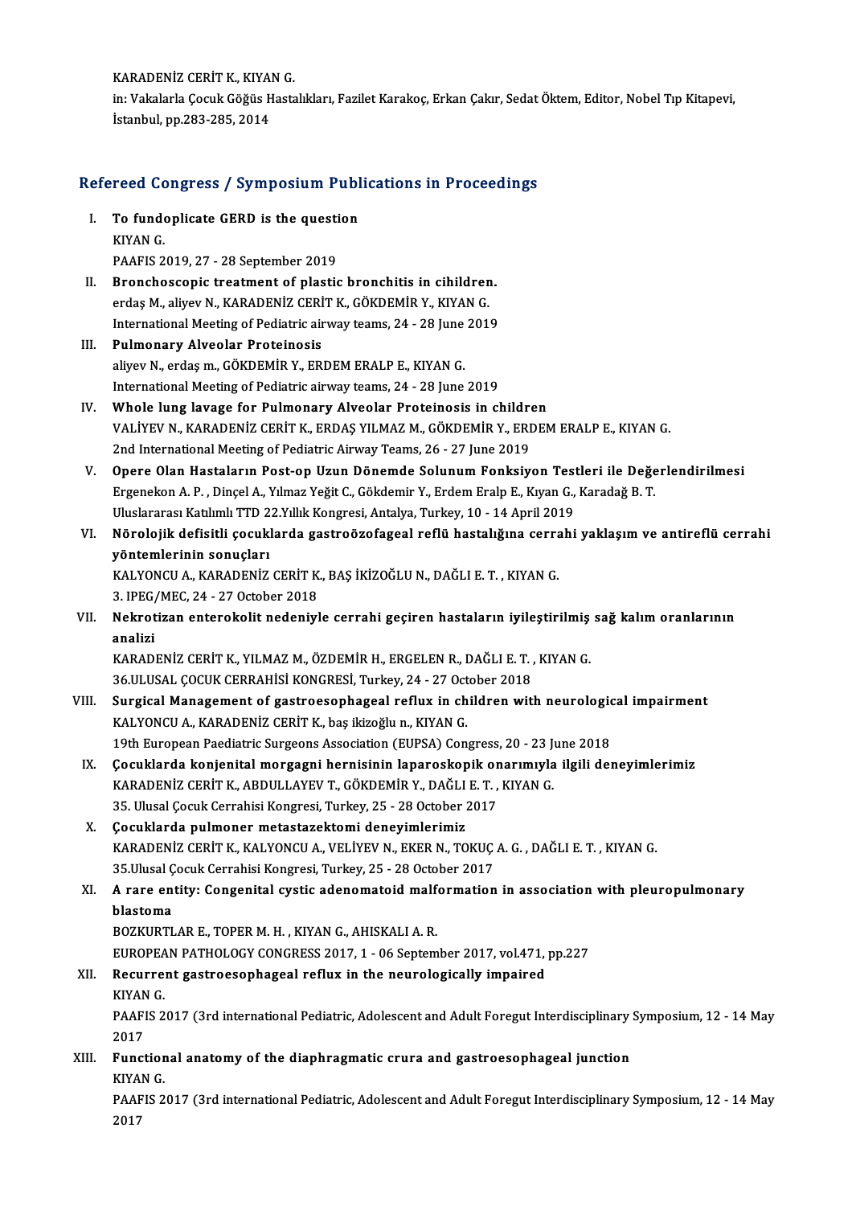KARADENİZ CERİT K., KIYAN G.

in: Vakalarla Çocuk Göğüs Hastalıkları, Fazilet Karakoç, Erkan Çakır, Sedat Öktem, Editor, Nobel Tıp Kitapevi, İstanbul, pp.283-285, 2014

## Refereed Congress / Symposium Publications in Proceedings

I. **To fundoplicate GERD is the question**
KIYAN G.
PAAFIS 2019, 27 - 28 September 2019

II. **Bronchoscopic treatment of plastic bronchitis in cihildren.**
erdaş M., aliyev N., KARADENİZ CERİT K., GÖKDEMİR Y., KIYAN G.
International Meeting of Pediatric airway teams, 24 - 28 June 2019

III. **Pulmonary Alveolar Proteinosis**
aliyev N., erdaş m., GÖKDEMİR Y., ERDEM ERALP E., KIYAN G.
International Meeting of Pediatric airway teams, 24 - 28 June 2019

IV. **Whole lung lavage for Pulmonary Alveolar Proteinosis in children**
VALİYEV N., KARADENİZ CERİT K., ERDAŞ YILMAZ M., GÖKDEMİR Y., ERDEM ERALP E., KIYAN G.
2nd International Meeting of Pediatric Airway Teams, 26 - 27 June 2019

V. **Opere Olan Hastaların Post-op Uzun Dönemde Solunum Fonksiyon Testleri ile Değerlendirilmesi**
Ergenekon A. P. , Dinçel A., Yılmaz Yeğit C., Gökdemir Y., Erdem Eralp E., Kıyan G., Karadağ B. T.
Uluslararası Katılımlı TTD 22.Yıllık Kongresi, Antalya, Turkey, 10 - 14 April 2019

VI. **Nörolojik defisitli çocuklarda gastroözofageal reflü hastalığına cerrahi yaklaşım ve antireflü cerrahi yöntemlerinin sonuçları**
KALYONCU A., KARADENİZ CERİT K., BAŞ İKİZOĞLU N., DAĞLI E. T. , KIYAN G.
3. IPEG/MEC, 24 - 27 October 2018

VII. **Nekrotizan enterokolit nedeniyle cerrahi geçiren hastaların iyileştirilmiş sağ kalım oranlarının analizi**
KARADENİZ CERİT K., YILMAZ M., ÖZDEMİR H., ERGELEN R., DAĞLI E. T. , KIYAN G.
36.ULUSAL ÇOCUK CERRAHİSİ KONGRESİ, Turkey, 24 - 27 October 2018

VIII. **Surgical Management of gastroesophageal reflux in children with neurological impairment**
KALYONCU A., KARADENİZ CERİT K., baş ikizoğlu n., KIYAN G.
19th European Paediatric Surgeons Association (EUPSA) Congress, 20 - 23 June 2018

IX. **Çocuklarda konjenital morgagni hernisinin laparoskopik onarımıyla ilgili deneyimlerimiz**
KARADENİZ CERİT K., ABDULLAYEV T., GÖKDEMİR Y., DAĞLI E. T. , KIYAN G.
35. Ulusal Çocuk Cerrahisi Kongresi, Turkey, 25 - 28 October 2017

X. **Çocuklarda pulmoner metastazektomi deneyimlerimiz**
KARADENİZ CERİT K., KALYONCU A., VELİYEV N., EKER N., TOKUÇ A. G. , DAĞLI E. T. , KIYAN G.
35.Ulusal Çocuk Cerrahisi Kongresi, Turkey, 25 - 28 October 2017

XI. **A rare entity: Congenital cystic adenomatoid malformation in association with pleuropulmonary blastoma**
BOZKURTLAR E., TOPER M. H. , KIYAN G., AHISKALI A. R.
EUROPEAN PATHOLOGY CONGRESS 2017, 1 - 06 September 2017, vol.471, pp.227

XII. **Recurrent gastroesophageal reflux in the neurologically impaired**
KIYAN G.
PAAFIS 2017 (3rd international Pediatric, Adolescent and Adult Foregut Interdisciplinary Symposium, 12 - 14 May 2017

XIII. **Functional anatomy of the diaphragmatic crura and gastroesophageal junction**
KIYAN G.
PAAFIS 2017 (3rd international Pediatric, Adolescent and Adult Foregut Interdisciplinary Symposium, 12 - 14 May 2017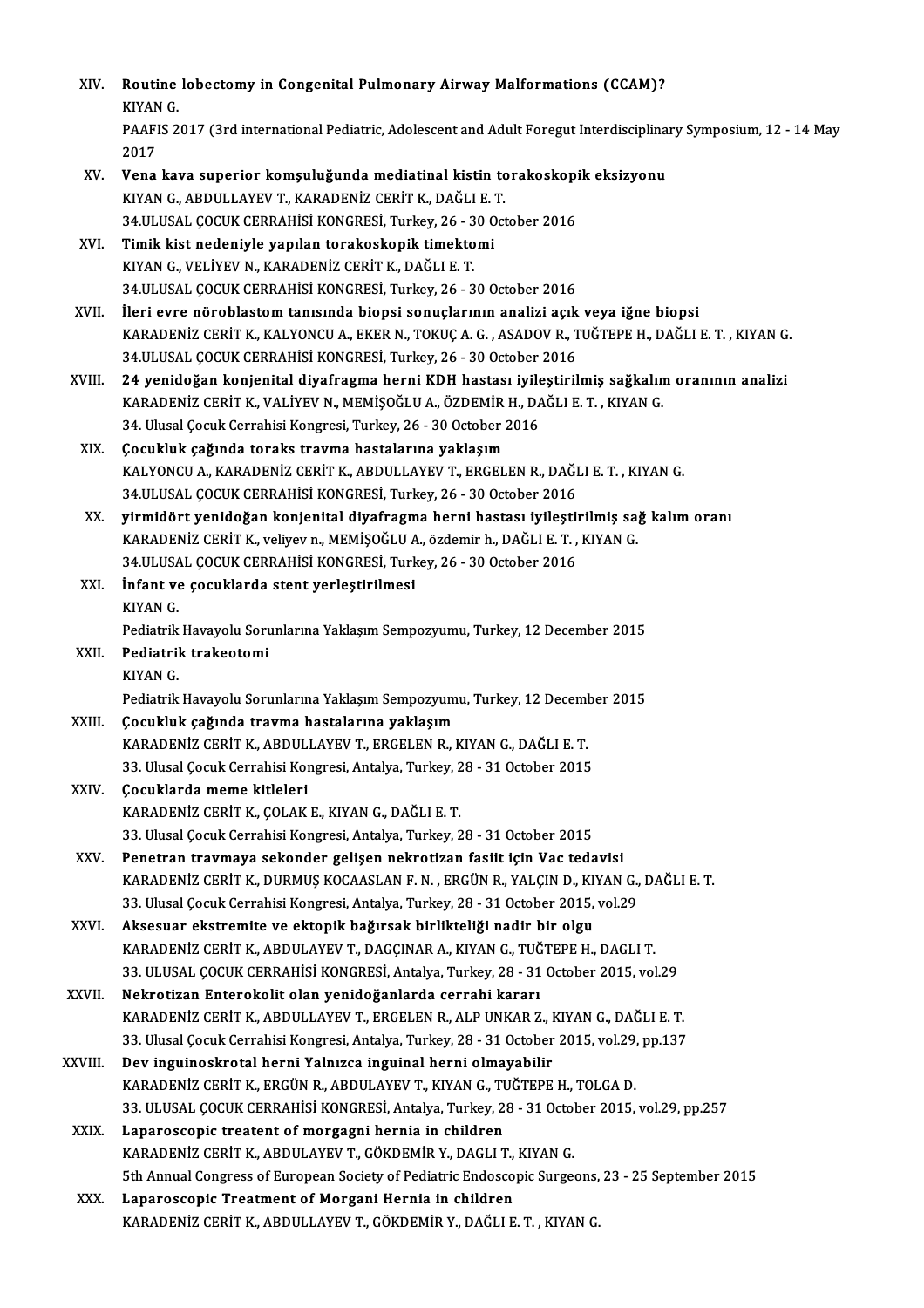XIV. **Routine lobectomy in Congenital Pulmonary Airway Malformations (CCAM)?**
KIYAN G.
PAAFIS 2017 (3rd international Pediatric, Adolescent and Adult Foregut Interdisciplinary Symposium, 12 - 14 May 2017

XV. **Vena kava superior komşuluğunda mediatinal kistin torakoskopik eksizyonu**
KIYAN G., ABDULLAYEV T., KARADENİZ CERİT K., DAĞLI E. T.
34.ULUSAL ÇOCUK CERRAHİSİ KONGRESİ, Turkey, 26 - 30 October 2016

XVI. **Timik kist nedeniyle yapılan torakoskopik timektomi**
KIYAN G., VELİYEV N., KARADENİZ CERİT K., DAĞLI E. T.
34.ULUSAL ÇOCUK CERRAHİSİ KONGRESİ, Turkey, 26 - 30 October 2016

XVII. **İleri evre nöroblastom tanısında biopsi sonuçlarının analizi açık veya iğne biopsi**
KARADENİZ CERİT K., KALYONCU A., EKER N., TOKUÇ A. G. , ASADOV R., TUĞTEPE H., DAĞLI E. T. , KIYAN G.
34.ULUSAL ÇOCUK CERRAHİSİ KONGRESİ, Turkey, 26 - 30 October 2016

XVIII. **24 yenidoğan konjenital diyafragma herni KDH hastası iyileştirilmiş sağkalım oranının analizi**
KARADENİZ CERİT K., VALİYEV N., MEMİŞOĞLU A., ÖZDEMİR H., DAĞLI E. T. , KIYAN G.
34. Ulusal Çocuk Cerrahisi Kongresi, Turkey, 26 - 30 October 2016

XIX. **Çocukluk çağında toraks travma hastalarına yaklaşım**
KALYONCU A., KARADENİZ CERİT K., ABDULLAYEV T., ERGELEN R., DAĞLI E. T. , KIYAN G.
34.ULUSAL ÇOCUK CERRAHİSİ KONGRESİ, Turkey, 26 - 30 October 2016

XX. **yirmidört yenidoğan konjenital diyafragma herni hastası iyileştirilmiş sağ kalım oranı**
KARADENİZ CERİT K., veliyev n., MEMİŞOĞLU A., özdemir h., DAĞLI E. T. , KIYAN G.
34.ULUSAL ÇOCUK CERRAHİSİ KONGRESİ, Turkey, 26 - 30 October 2016

XXI. **İnfant ve çocuklarda stent yerleştirilmesi**
KIYAN G.
Pediatrik Havayolu Sorunlarına Yaklaşım Sempozyumu, Turkey, 12 December 2015

XXII. **Pediatrik trakeotomi**
KIYAN G.
Pediatrik Havayolu Sorunlarına Yaklaşım Sempozyumu, Turkey, 12 December 2015

XXIII. **Çocukluk çağında travma hastalarına yaklaşım**
KARADENİZ CERİT K., ABDULLAYEV T., ERGELEN R., KIYAN G., DAĞLI E. T.
33. Ulusal Çocuk Cerrahisi Kongresi, Antalya, Turkey, 28 - 31 October 2015

XXIV. **Çocuklarda meme kitleleri**
KARADENİZ CERİT K., ÇOLAK E., KIYAN G., DAĞLI E. T.
33. Ulusal Çocuk Cerrahisi Kongresi, Antalya, Turkey, 28 - 31 October 2015

XXV. **Penetran travmaya sekonder gelişen nekrotizan fasiit için Vac tedavisi**
KARADENİZ CERİT K., DURMUŞ KOCAASLAN F. N. , ERGÜN R., YALÇIN D., KIYAN G., DAĞLI E. T.
33. Ulusal Çocuk Cerrahisi Kongresi, Antalya, Turkey, 28 - 31 October 2015, vol.29

XXVI. **Aksesuar ekstremite ve ektopik bağırsak birlikteliği nadir bir olgu**
KARADENİZ CERİT K., ABDULAYEV T., DAGÇINAR A., KIYAN G., TUĞTEPE H., DAGLI T.
33. ULUSAL ÇOCUK CERRAHİSİ KONGRESİ, Antalya, Turkey, 28 - 31 October 2015, vol.29

XXVII. **Nekrotizan Enterokolit olan yenidoğanlarda cerrahi kararı**
KARADENİZ CERİT K., ABDULLAYEV T., ERGELEN R., ALP UNKAR Z., KIYAN G., DAĞLI E. T.
33. Ulusal Çocuk Cerrahisi Kongresi, Antalya, Turkey, 28 - 31 October 2015, vol.29, pp.137

XXVIII. **Dev inguinoskrotal herni Yalnızca inguinal herni olmayabilir**
KARADENİZ CERİT K., ERGÜN R., ABDULAYEV T., KIYAN G., TUĞTEPE H., TOLGA D.
33. ULUSAL ÇOCUK CERRAHİSİ KONGRESİ, Antalya, Turkey, 28 - 31 October 2015, vol.29, pp.257

XXIX. **Laparoscopic treatent of morgagni hernia in children**
KARADENİZ CERİT K., ABDULAYEV T., GÖKDEMİR Y., DAGLI T., KIYAN G.
5th Annual Congress of European Society of Pediatric Endoscopic Surgeons, 23 - 25 September 2015

XXX. **Laparoscopic Treatment of Morgani Hernia in children**
KARADENİZ CERİT K., ABDULLAYEV T., GÖKDEMİR Y., DAĞLI E. T. , KIYAN G.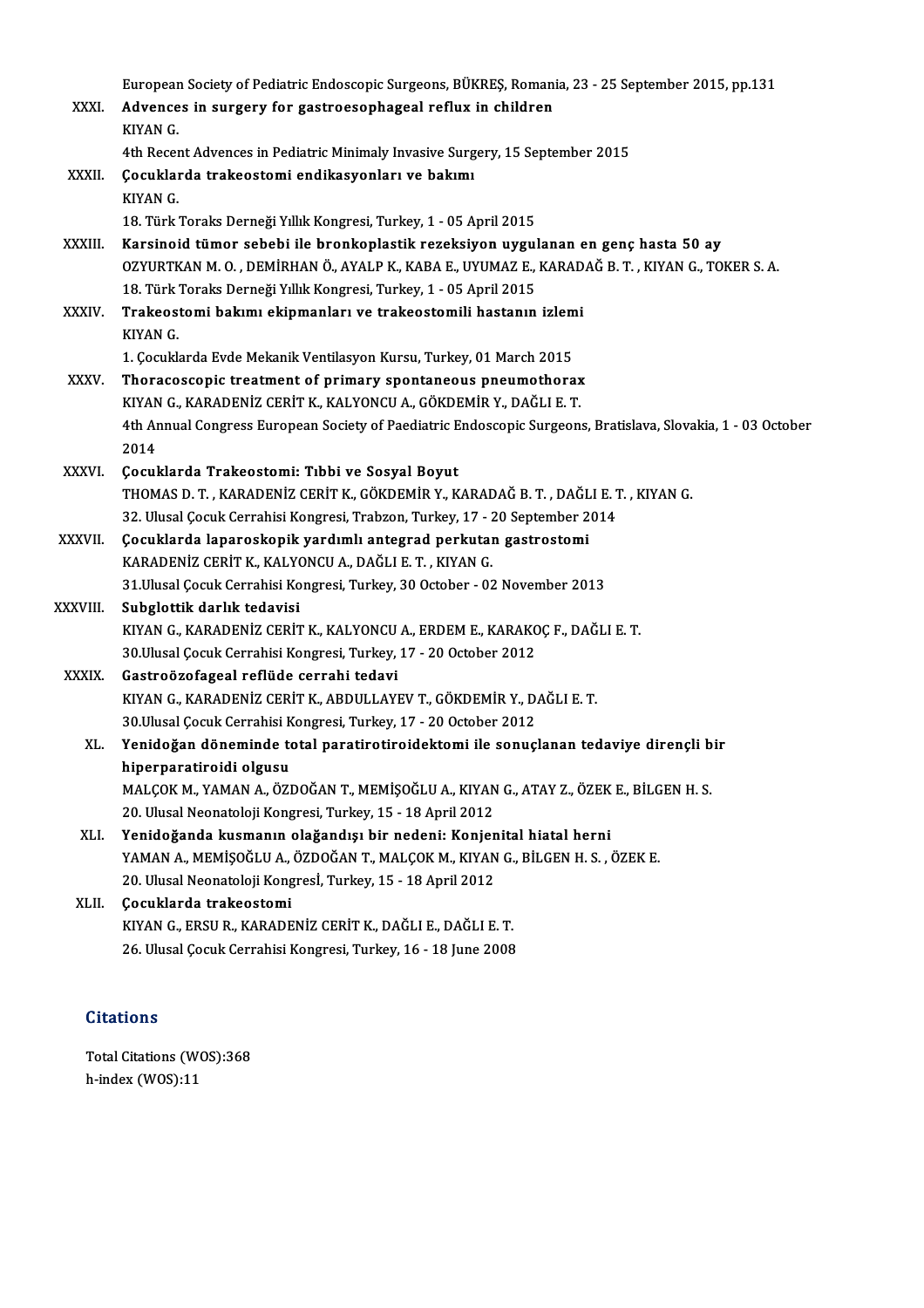European Society of Pediatric Endoscopic Surgeons, BÜKREŞ, Romania, 23 - 25 September 2015, pp.131

XXXI. **Advences in surgery for gastroesophageal reflux in children**
KIYAN G.
4th Recent Advences in Pediatric Minimaly Invasive Surgery, 15 September 2015

XXXII. **Çocuklarda trakeostomi endikasyonları ve bakımı**
KIYAN G.
18. Türk Toraks Derneği Yıllık Kongresi, Turkey, 1 - 05 April 2015

XXXIII. **Karsinoid tümor sebebi ile bronkoplastik rezeksiyon uygulanan en genç hasta 50 ay**
OZYURTKAN M. O. , DEMİRHAN Ö., AYALP K., KABA E., UYUMAZ E., KARADAĞ B. T. , KIYAN G., TOKER S. A.
18. Türk Toraks Derneği Yıllık Kongresi, Turkey, 1 - 05 April 2015

XXXIV. **Trakeostomi bakımı ekipmanları ve trakeostomili hastanın izlemi**
KIYAN G.
1. Çocuklarda Evde Mekanik Ventilasyon Kursu, Turkey, 01 March 2015

XXXV. **Thoracoscopic treatment of primary spontaneous pneumothorax**
KIYAN G., KARADENİZ CERİT K., KALYONCU A., GÖKDEMİR Y., DAĞLI E. T.
4th Annual Congress European Society of Paediatric Endoscopic Surgeons, Bratislava, Slovakia, 1 - 03 October 2014

XXXVI. **Çocuklarda Trakeostomi: Tıbbi ve Sosyal Boyut**
THOMAS D. T. , KARADENİZ CERİT K., GÖKDEMİR Y., KARADAĞ B. T. , DAĞLI E. T. , KIYAN G.
32. Ulusal Çocuk Cerrahisi Kongresi, Trabzon, Turkey, 17 - 20 September 2014

XXXVII. **Çocuklarda laparoskopik yardımlı antegrad perkutan gastrostomi**
KARADENİZ CERİT K., KALYONCU A., DAĞLI E. T. , KIYAN G.
31.Ulusal Çocuk Cerrahisi Kongresi, Turkey, 30 October - 02 November 2013

XXXVIII. **Subglottik darlık tedavisi**
KIYAN G., KARADENİZ CERİT K., KALYONCU A., ERDEM E., KARAKOÇ F., DAĞLI E. T.
30.Ulusal Çocuk Cerrahisi Kongresi, Turkey, 17 - 20 October 2012

XXXIX. **Gastroözofageal reflüde cerrahi tedavi**
KIYAN G., KARADENİZ CERİT K., ABDULLAYEV T., GÖKDEMİR Y., DAĞLI E. T.
30.Ulusal Çocuk Cerrahisi Kongresi, Turkey, 17 - 20 October 2012

XL. **Yenidoğan döneminde total paratirotiroidektomi ile sonuçlanan tedaviye dirençli bir hiperparatiroidi olgusu**
MALÇOK M., YAMAN A., ÖZDOĞAN T., MEMİŞOĞLU A., KIYAN G., ATAY Z., ÖZEK E., BİLGEN H. S.
20. Ulusal Neonatoloji Kongresi, Turkey, 15 - 18 April 2012

XLI. **Yenidoğanda kusmanın olağandışı bir nedeni: Konjenital hiatal herni**
YAMAN A., MEMİŞOĞLU A., ÖZDOĞAN T., MALÇOK M., KIYAN G., BİLGEN H. S. , ÖZEK E.
20. Ulusal Neonatoloji Kongresİ, Turkey, 15 - 18 April 2012

XLII. **Çocuklarda trakeostomi**
KIYAN G., ERSU R., KARADENİZ CERİT K., DAĞLI E., DAĞLI E. T.
26. Ulusal Çocuk Cerrahisi Kongresi, Turkey, 16 - 18 June 2008

## Citations

Total Citations (WOS):368
h-index (WOS):11